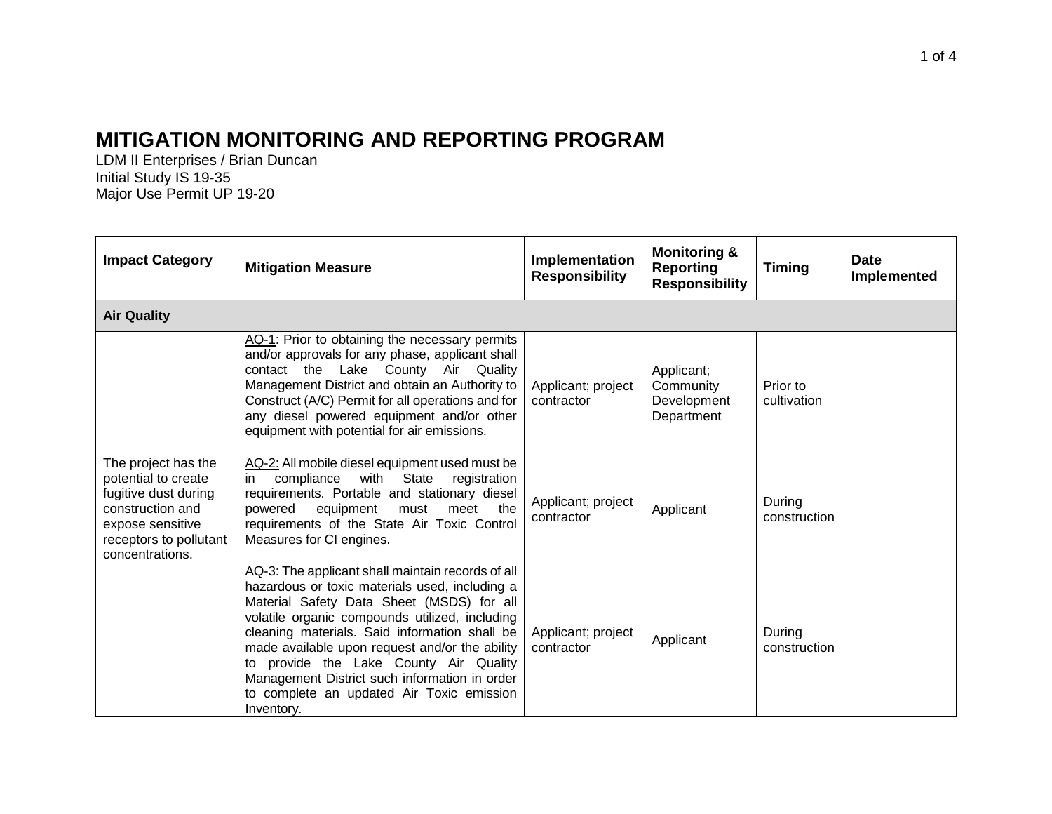# MITIGATION MONITORING AND REPORTING PROGRAM

LDM II Enterprises / Brian Duncan
Initial Study IS 19-35
Major Use Permit UP 19-20

| Impact Category | Mitigation Measure | Implementation Responsibility | Monitoring & Reporting Responsibility | Timing | Date Implemented |
|---|---|---|---|---|---|
| **Air Quality** | | | | | |
| The project has the potential to create fugitive dust during construction and expose sensitive receptors to pollutant concentrations. | AQ-1: Prior to obtaining the necessary permits and/or approvals for any phase, applicant shall contact the Lake County Air Quality Management District and obtain an Authority to Construct (A/C) Permit for all operations and for any diesel powered equipment and/or other equipment with potential for air emissions. | Applicant; project contractor | Applicant; Community Development Department | Prior to cultivation | |
| | AQ-2: All mobile diesel equipment used must be in compliance with State registration requirements. Portable and stationary diesel powered equipment must meet the requirements of the State Air Toxic Control Measures for CI engines. | Applicant; project contractor | Applicant | During construction | |
| | AQ-3: The applicant shall maintain records of all hazardous or toxic materials used, including a Material Safety Data Sheet (MSDS) for all volatile organic compounds utilized, including cleaning materials. Said information shall be made available upon request and/or the ability to provide the Lake County Air Quality Management District such information in order to complete an updated Air Toxic emission Inventory. | Applicant; project contractor | Applicant | During construction | |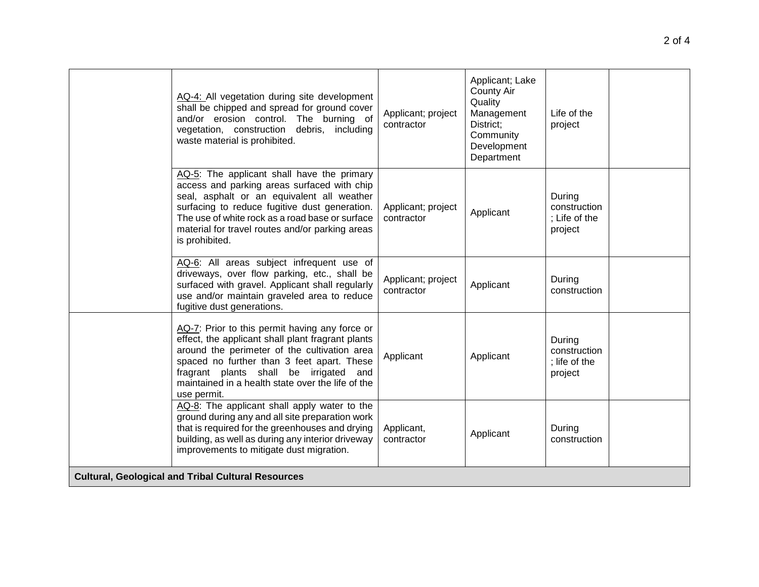| | | | | | |
|---|---|---|---|---|---|
| | AQ-4: All vegetation during site development shall be chipped and spread for ground cover and/or erosion control. The burning of vegetation, construction debris, including waste material is prohibited. | Applicant; project contractor | Applicant; Lake County Air Quality Management District; Community Development Department | Life of the project | |
| | AQ-5: The applicant shall have the primary access and parking areas surfaced with chip seal, asphalt or an equivalent all weather surfacing to reduce fugitive dust generation. The use of white rock as a road base or surface material for travel routes and/or parking areas is prohibited. | Applicant; project contractor | Applicant | During construction; Life of the project | |
| | AQ-6: All areas subject infrequent use of driveways, over flow parking, etc., shall be surfaced with gravel. Applicant shall regularly use and/or maintain graveled area to reduce fugitive dust generations. | Applicant; project contractor | Applicant | During construction | |
| | AQ-7: Prior to this permit having any force or effect, the applicant shall plant fragrant plants around the perimeter of the cultivation area spaced no further than 3 feet apart. These fragrant plants shall be irrigated and maintained in a health state over the life of the use permit. | Applicant | Applicant | During construction; life of the project | |
| | AQ-8: The applicant shall apply water to the ground during any and all site preparation work that is required for the greenhouses and drying building, as well as during any interior driveway improvements to mitigate dust migration. | Applicant, contractor | Applicant | During construction | |
| **Cultural, Geological and Tribal Cultural Resources** | | | | | |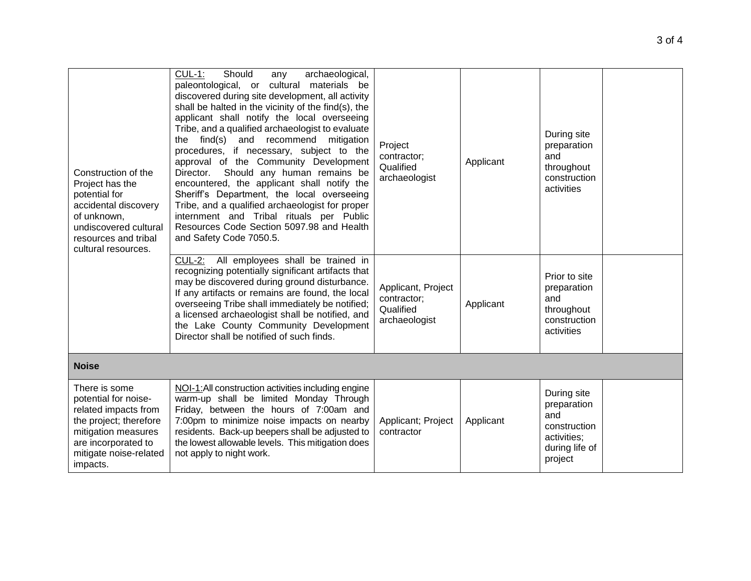| | | | | | |
|---|---|---|---|---|---|
| Construction of the Project has the potential for accidental discovery of unknown, undiscovered cultural resources and tribal cultural resources. | CUL-1: Should any archaeological, paleontological, or cultural materials be discovered during site development, all activity shall be halted in the vicinity of the find(s), the applicant shall notify the local overseeing Tribe, and a qualified archaeologist to evaluate the find(s) and recommend mitigation procedures, if necessary, subject to the approval of the Community Development Director. Should any human remains be encountered, the applicant shall notify the Sheriff's Department, the local overseeing Tribe, and a qualified archaeologist for proper internment and Tribal rituals per Public Resources Code Section 5097.98 and Health and Safety Code 7050.5. | Project contractor; Qualified archaeologist | Applicant | During site preparation and throughout construction activities | |
| | CUL-2: All employees shall be trained in recognizing potentially significant artifacts that may be discovered during ground disturbance. If any artifacts or remains are found, the local overseeing Tribe shall immediately be notified; a licensed archaeologist shall be notified, and the Lake County Community Development Director shall be notified of such finds. | Applicant, Project contractor; Qualified archaeologist | Applicant | Prior to site preparation and throughout construction activities | |
| **Noise** | | | | | |
| There is some potential for noise-related impacts from the project; therefore mitigation measures are incorporated to mitigate noise-related impacts. | NOI-1: All construction activities including engine warm-up shall be limited Monday Through Friday, between the hours of 7:00am and 7:00pm to minimize noise impacts on nearby residents. Back-up beepers shall be adjusted to the lowest allowable levels. This mitigation does not apply to night work. | Applicant; Project contractor | Applicant | During site preparation and construction activities; during life of project | |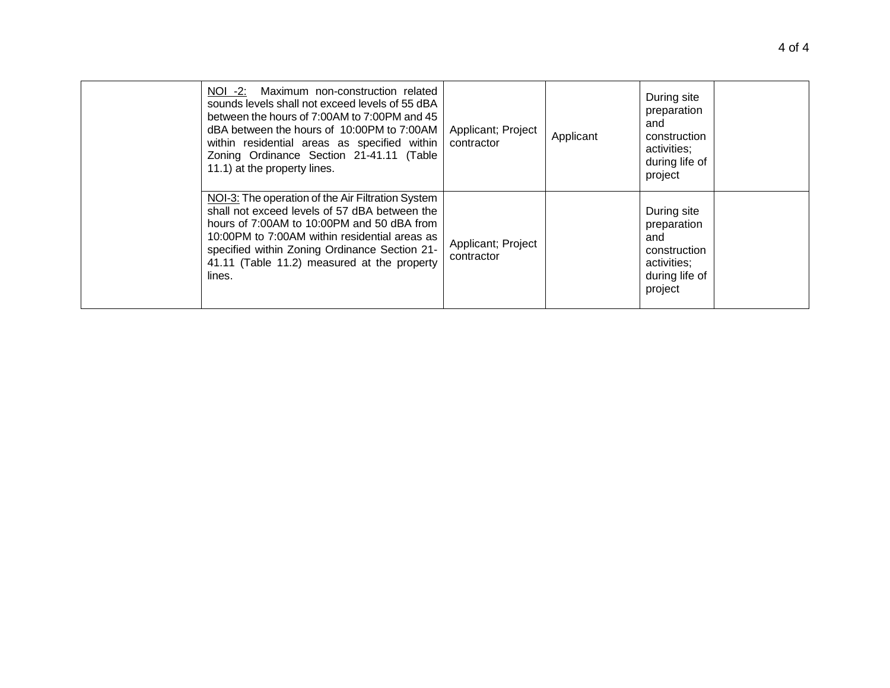| | | | | | |
|---|---|---|---|---|---|
| | <u>NOI -2:</u> Maximum non-construction related sounds levels shall not exceed levels of 55 dBA between the hours of 7:00AM to 7:00PM and 45 dBA between the hours of 10:00PM to 7:00AM within residential areas as specified within Zoning Ordinance Section 21-41.11 (Table 11.1) at the property lines. | Applicant; Project contractor | Applicant | During site preparation and construction activities; during life of project | |
| | <u>NOI-3:</u> The operation of the Air Filtration System shall not exceed levels of 57 dBA between the hours of 7:00AM to 10:00PM and 50 dBA from 10:00PM to 7:00AM within residential areas as specified within Zoning Ordinance Section 21-41.11 (Table 11.2) measured at the property lines. | Applicant; Project contractor | | During site preparation and construction activities; during life of project | |